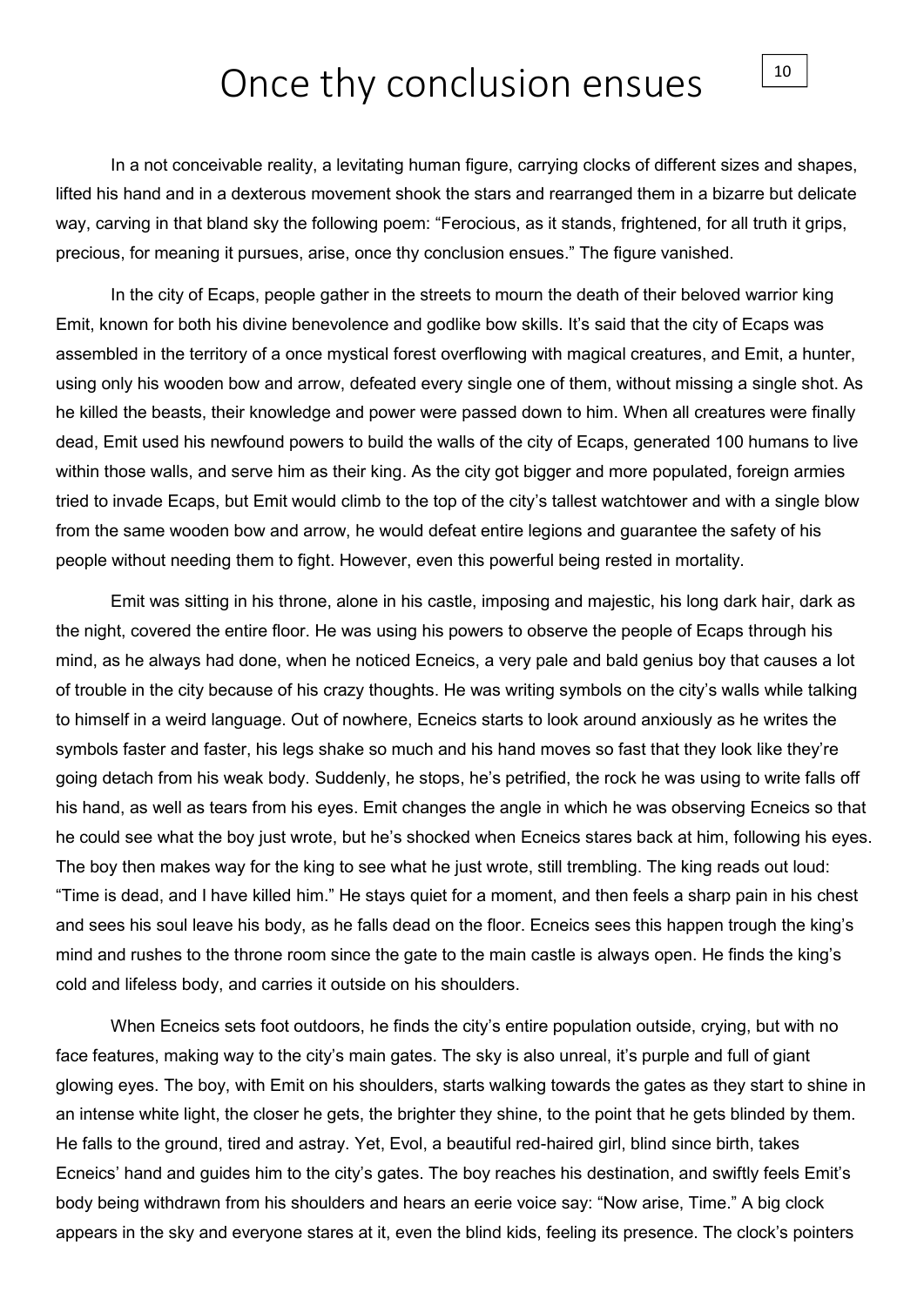# Once thy conclusion ensues

In a not conceivable reality, a levitating human figure, carrying clocks of different sizes and shapes, lifted his hand and in a dexterous movement shook the stars and rearranged them in a bizarre but delicate way, carving in that bland sky the following poem: "Ferocious, as it stands, frightened, for all truth it grips, precious, for meaning it pursues, arise, once thy conclusion ensues." The figure vanished.

In the city of Ecaps, people gather in the streets to mourn the death of their beloved warrior king Emit, known for both his divine benevolence and godlike bow skills. It's said that the city of Ecaps was assembled in the territory of a once mystical forest overflowing with magical creatures, and Emit, a hunter, using only his wooden bow and arrow, defeated every single one of them, without missing a single shot. As he killed the beasts, their knowledge and power were passed down to him. When all creatures were finally dead, Emit used his newfound powers to build the walls of the city of Ecaps, generated 100 humans to live within those walls, and serve him as their king. As the city got bigger and more populated, foreign armies tried to invade Ecaps, but Emit would climb to the top of the city's tallest watchtower and with a single blow from the same wooden bow and arrow, he would defeat entire legions and guarantee the safety of his people without needing them to fight. However, even this powerful being rested in mortality.

Emit was sitting in his throne, alone in his castle, imposing and majestic, his long dark hair, dark as the night, covered the entire floor. He was using his powers to observe the people of Ecaps through his mind, as he always had done, when he noticed Ecneics, a very pale and bald genius boy that causes a lot of trouble in the city because of his crazy thoughts. He was writing symbols on the city's walls while talking to himself in a weird language. Out of nowhere, Ecneics starts to look around anxiously as he writes the symbols faster and faster, his legs shake so much and his hand moves so fast that they look like they're going detach from his weak body. Suddenly, he stops, he's petrified, the rock he was using to write falls off his hand, as well as tears from his eyes. Emit changes the angle in which he was observing Ecneics so that he could see what the boy just wrote, but he's shocked when Ecneics stares back at him, following his eyes. The boy then makes way for the king to see what he just wrote, still trembling. The king reads out loud: "Time is dead, and I have killed him." He stays quiet for a moment, and then feels a sharp pain in his chest and sees his soul leave his body, as he falls dead on the floor. Ecneics sees this happen trough the king's mind and rushes to the throne room since the gate to the main castle is always open. He finds the king's cold and lifeless body, and carries it outside on his shoulders.

When Ecneics sets foot outdoors, he finds the city's entire population outside, crying, but with no face features, making way to the city's main gates. The sky is also unreal, it's purple and full of giant glowing eyes. The boy, with Emit on his shoulders, starts walking towards the gates as they start to shine in an intense white light, the closer he gets, the brighter they shine, to the point that he gets blinded by them. He falls to the ground, tired and astray. Yet, Evol, a beautiful red-haired girl, blind since birth, takes Ecneics' hand and guides him to the city's gates. The boy reaches his destination, and swiftly feels Emit's body being withdrawn from his shoulders and hears an eerie voice say: "Now arise, Time." A big clock appears in the sky and everyone stares at it, even the blind kids, feeling its presence. The clock's pointers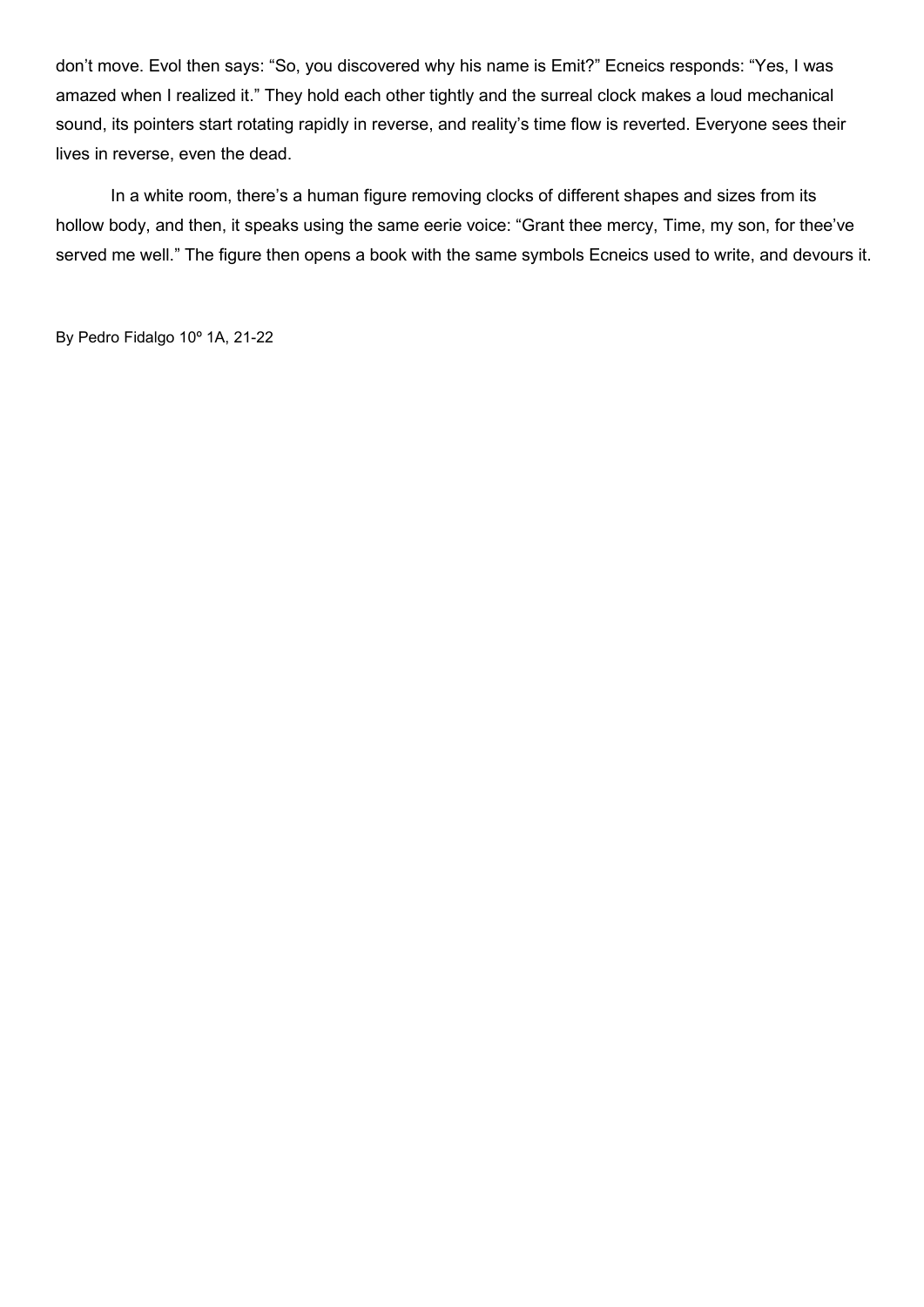don't move. Evol then says: "So, you discovered why his name is Emit?" Ecneics responds: "Yes, I was amazed when I realized it." They hold each other tightly and the surreal clock makes a loud mechanical sound, its pointers start rotating rapidly in reverse, and reality's time flow is reverted. Everyone sees their lives in reverse, even the dead.

In a white room, there's a human figure removing clocks of different shapes and sizes from its hollow body, and then, it speaks using the same eerie voice: "Grant thee mercy, Time, my son, for thee've served me well." The figure then opens a book with the same symbols Ecneics used to write, and devours it.

By Pedro Fidalgo 10º 1A, 21-22